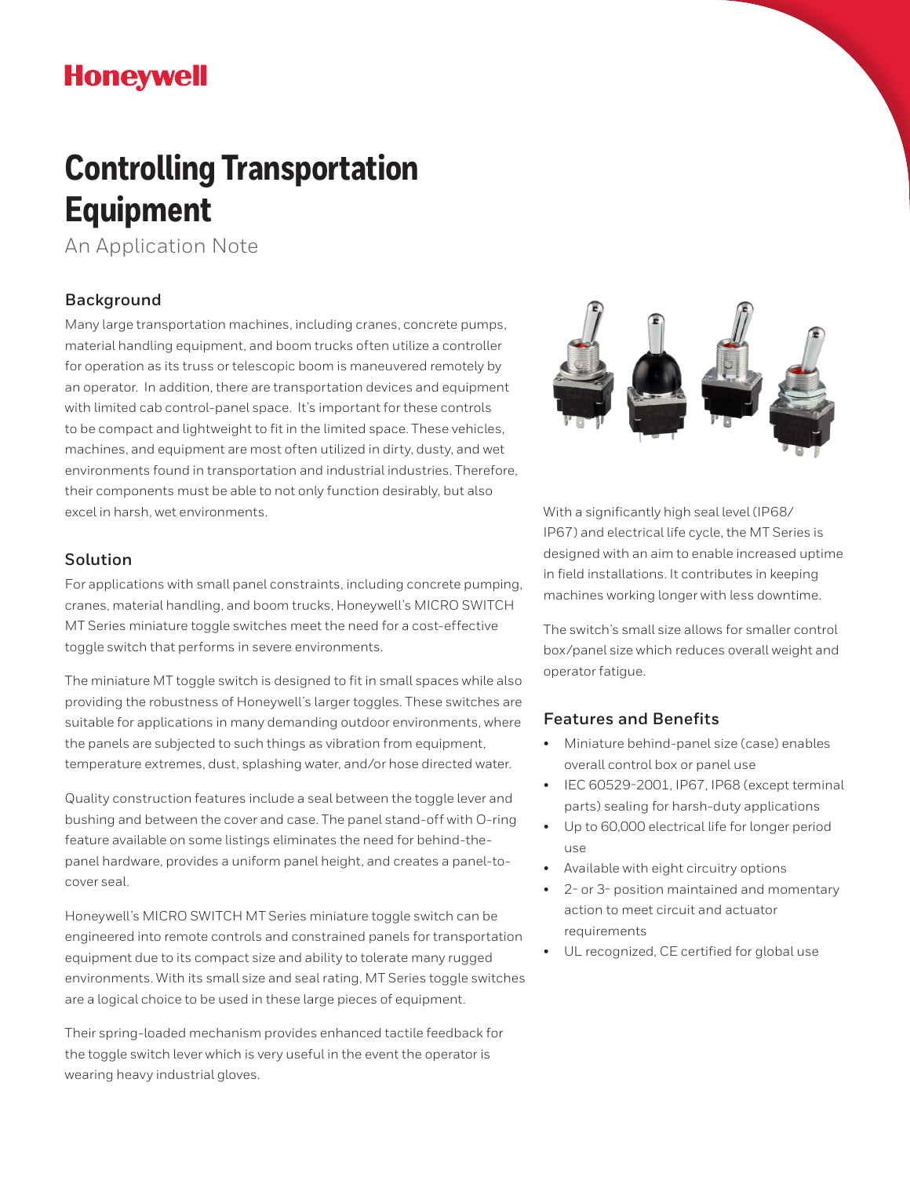Honeywell

# Controlling Transportation Equipment

An Application Note

## Background

Many large transportation machines, including cranes, concrete pumps, material handling equipment, and boom trucks often utilize a controller for operation as its truss or telescopic boom is maneuvered remotely by an operator. In addition, there are transportation devices and equipment with limited cab control-panel space. It's important for these controls to be compact and lightweight to fit in the limited space. These vehicles, machines, and equipment are most often utilized in dirty, dusty, and wet environments found in transportation and industrial industries. Therefore, their components must be able to not only function desirably, but also excel in harsh, wet environments.

## Solution

For applications with small panel constraints, including concrete pumping, cranes, material handling, and boom trucks, Honeywell's MICRO SWITCH MT Series miniature toggle switches meet the need for a cost-effective toggle switch that performs in severe environments.

The miniature MT toggle switch is designed to fit in small spaces while also providing the robustness of Honeywell's larger toggles. These switches are suitable for applications in many demanding outdoor environments, where the panels are subjected to such things as vibration from equipment, temperature extremes, dust, splashing water, and/or hose directed water.

Quality construction features include a seal between the toggle lever and bushing and between the cover and case. The panel stand-off with O-ring feature available on some listings eliminates the need for behind-the-panel hardware, provides a uniform panel height, and creates a panel-to-cover seal.

Honeywell's MICRO SWITCH MT Series miniature toggle switch can be engineered into remote controls and constrained panels for transportation equipment due to its compact size and ability to tolerate many rugged environments. With its small size and seal rating, MT Series toggle switches are a logical choice to be used in these large pieces of equipment.

Their spring-loaded mechanism provides enhanced tactile feedback for the toggle switch lever which is very useful in the event the operator is wearing heavy industrial gloves.

With a significantly high seal level (IP68/IP67) and electrical life cycle, the MT Series is designed with an aim to enable increased uptime in field installations. It contributes in keeping machines working longer with less downtime.

The switch's small size allows for smaller control box/panel size which reduces overall weight and operator fatigue.

## Features and Benefits

- Miniature behind-panel size (case) enables overall control box or panel use
- IEC 60529-2001, IP67, IP68 (except terminal parts) sealing for harsh-duty applications
- Up to 60,000 electrical life for longer period use
- Available with eight circuitry options
- 2- or 3- position maintained and momentary action to meet circuit and actuator requirements
- UL recognized, CE certified for global use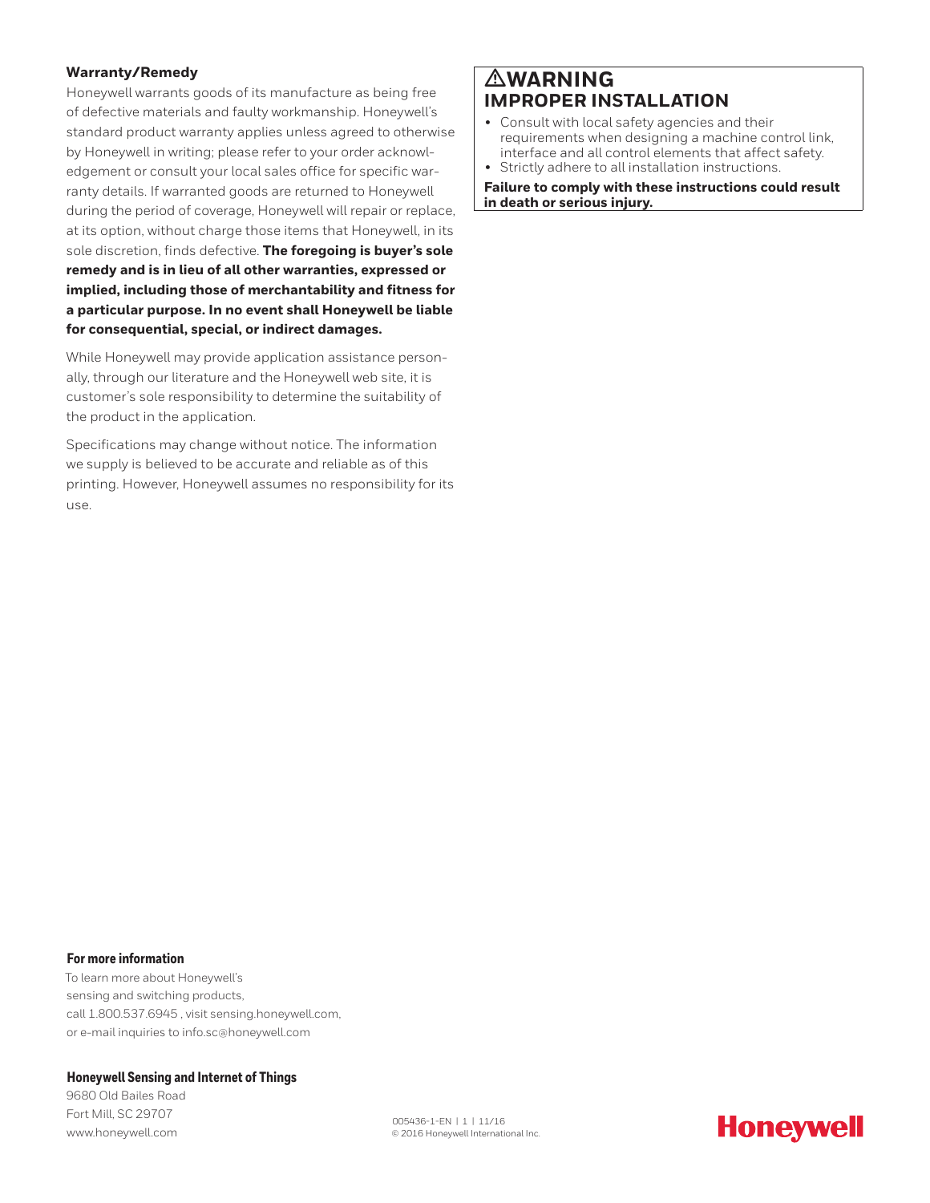### Warranty/Remedy

Honeywell warrants goods of its manufacture as being free of defective materials and faulty workmanship. Honeywell's standard product warranty applies unless agreed to otherwise by Honeywell in writing; please refer to your order acknowledgement or consult your local sales office for specific warranty details. If warranted goods are returned to Honeywell during the period of coverage, Honeywell will repair or replace, at its option, without charge those items that Honeywell, in its sole discretion, finds defective. **The foregoing is buyer's sole remedy and is in lieu of all other warranties, expressed or implied, including those of merchantability and fitness for a particular purpose. In no event shall Honeywell be liable for consequential, special, or indirect damages.**

While Honeywell may provide application assistance personally, through our literature and the Honeywell web site, it is customer's sole responsibility to determine the suitability of the product in the application.

Specifications may change without notice. The information we supply is believed to be accurate and reliable as of this printing. However, Honeywell assumes no responsibility for its use.

## ⚠WARNING
## IMPROPER INSTALLATION

- Consult with local safety agencies and their requirements when designing a machine control link, interface and all control elements that affect safety.
- Strictly adhere to all installation instructions.

**Failure to comply with these instructions could result in death or serious injury.**

### For more information

To learn more about Honeywell's sensing and switching products, call 1.800.537.6945 , visit sensing.honeywell.com, or e-mail inquiries to info.sc@honeywell.com

### Honeywell Sensing and Internet of Things

9680 Old Bailes Road
Fort Mill, SC 29707
www.honeywell.com

005436-1-EN | 1 | 11/16
© 2016 Honeywell International Inc.

**Honeywell**